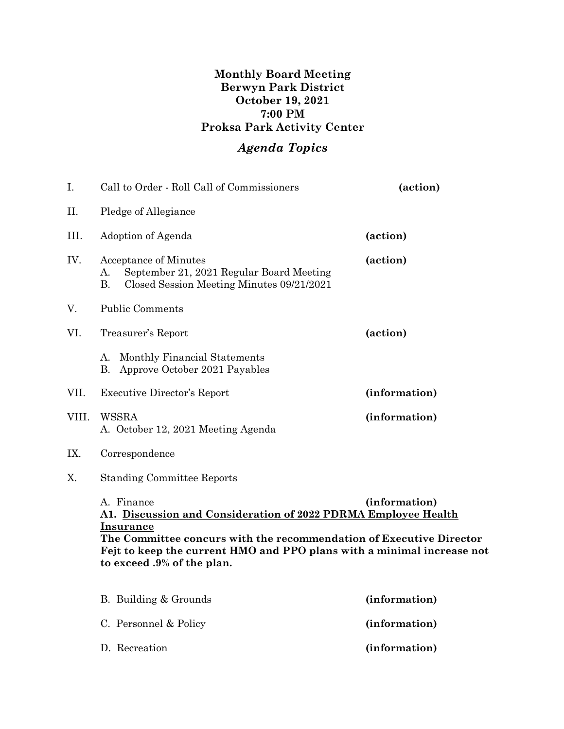**Monthly Board Meeting**
**Berwyn Park District**
**October 19, 2021**
**7:00 PM**
**Proksa Park Activity Center**

## *Agenda Topics*

I. Call to Order - Roll Call of Commissioners **(action)**

II. Pledge of Allegiance

III. Adoption of Agenda **(action)**

IV. Acceptance of Minutes **(action)**
   A. September 21, 2021 Regular Board Meeting
   B. Closed Session Meeting Minutes 09/21/2021

V. Public Comments

VI. Treasurer's Report **(action)**

   A. Monthly Financial Statements
   B. Approve October 2021 Payables

VII. Executive Director's Report **(information)**

VIII. WSSRA **(information)**
   A. October 12, 2021 Meeting Agenda

IX. Correspondence

X. Standing Committee Reports

   A. Finance **(information)**

   **A1. <u>Discussion and Consideration of 2022 PDRMA Employee Health Insurance</u>**
   **The Committee concurs with the recommendation of Executive Director Fejt to keep the current HMO and PPO plans with a minimal increase not to exceed .9% of the plan.**

   B. Building & Grounds **(information)**

   C. Personnel & Policy **(information)**

   D. Recreation **(information)**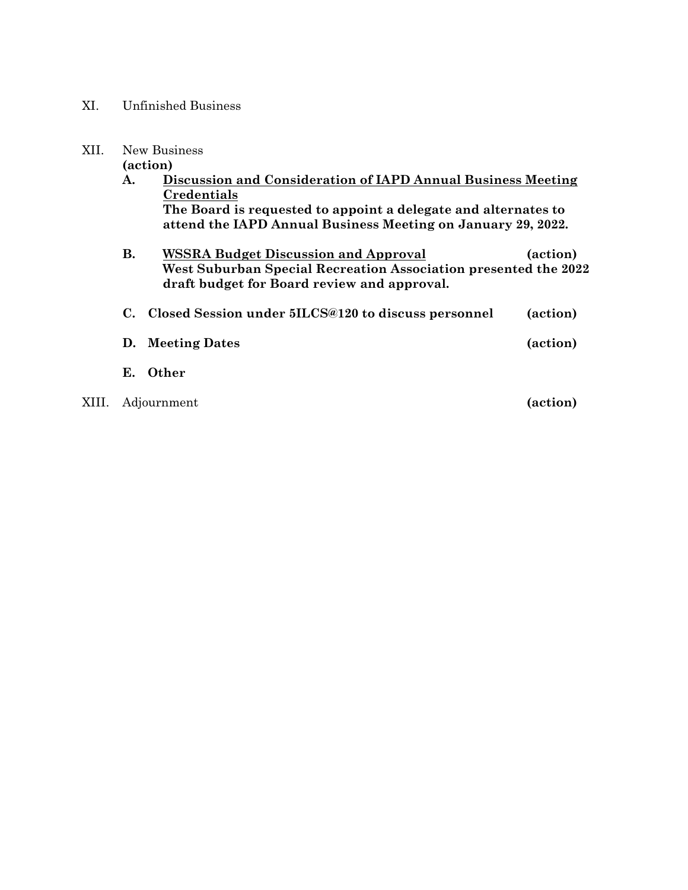XI. Unfinished Business

XII. New Business
**(action)**

**A. <u>Discussion and Consideration of IAPD Annual Business Meeting Credentials</u>**
**The Board is requested to appoint a delegate and alternates to attend the IAPD Annual Business Meeting on January 29, 2022.**

**B. <u>WSSRA Budget Discussion and Approval</u> (action)**
**West Suburban Special Recreation Association presented the 2022 draft budget for Board review and approval.**

**C. Closed Session under 5ILCS@120 to discuss personnel (action)**

**D. Meeting Dates (action)**

**E. Other**

XIII. Adjournment **(action)**